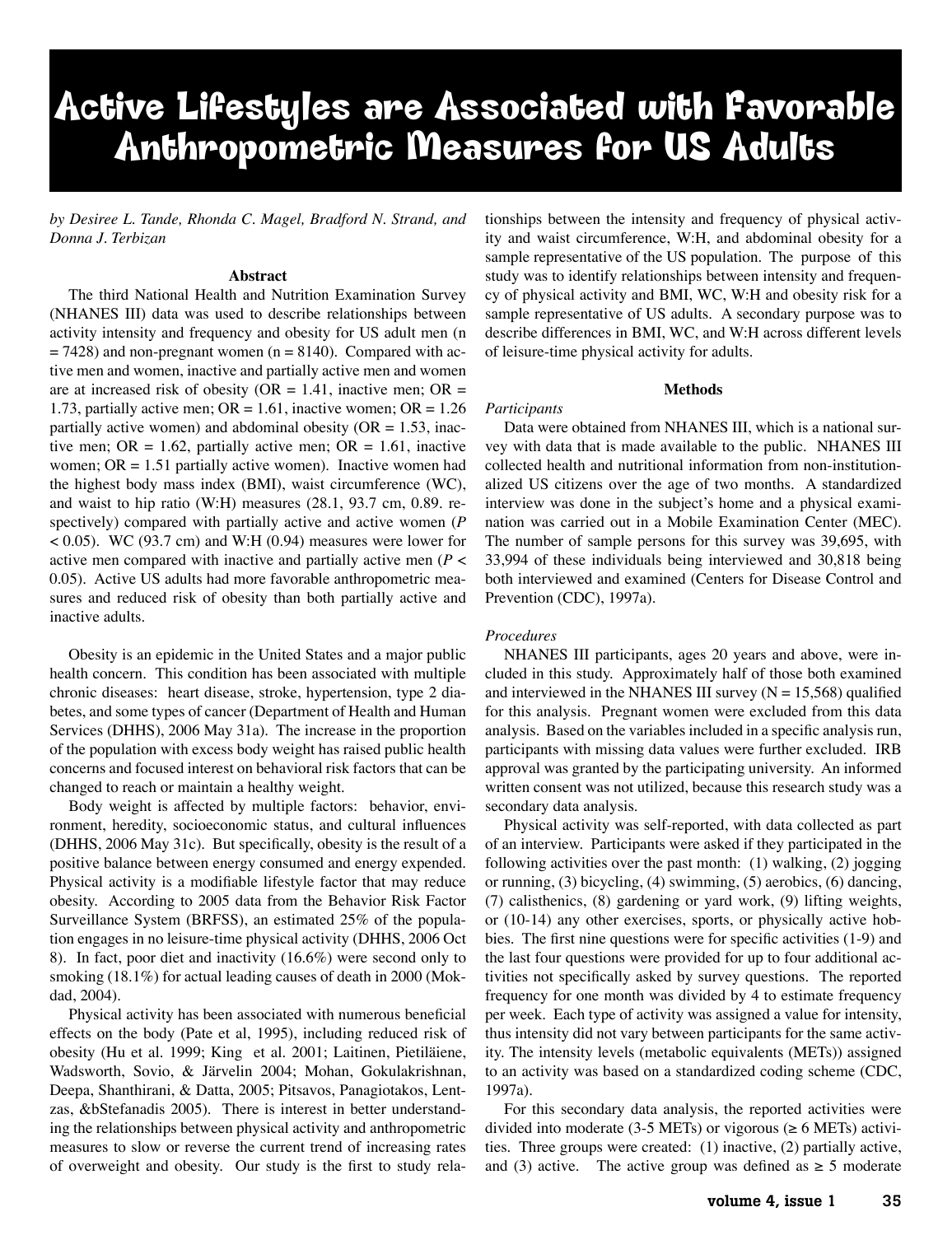# Active Lifestyles are Associated with Favorable Anthropometric Measures for US Adults

*by Desiree L. Tande, Rhonda C. Magel, Bradford N. Strand, and Donna J. Terbizan*

### Abstract

The third National Health and Nutrition Examination Survey (NHANES III) data was used to describe relationships between activity intensity and frequency and obesity for US adult men (n = 7428) and non-pregnant women (n = 8140). Compared with active men and women, inactive and partially active men and women are at increased risk of obesity (OR = 1.41, inactive men; OR = 1.73, partially active men; OR = 1.61, inactive women; OR = 1.26 partially active women) and abdominal obesity (OR = 1.53, inactive men; OR = 1.62, partially active men; OR = 1.61, inactive women; OR = 1.51 partially active women). Inactive women had the highest body mass index (BMI), waist circumference (WC), and waist to hip ratio (W:H) measures (28.1, 93.7 cm, 0.89. respectively) compared with partially active and active women ($P < 0.05$). WC (93.7 cm) and W:H (0.94) measures were lower for active men compared with inactive and partially active men ($P < 0.05$). Active US adults had more favorable anthropometric measures and reduced risk of obesity than both partially active and inactive adults.

Obesity is an epidemic in the United States and a major public health concern. This condition has been associated with multiple chronic diseases: heart disease, stroke, hypertension, type 2 diabetes, and some types of cancer (Department of Health and Human Services (DHHS), 2006 May 31a). The increase in the proportion of the population with excess body weight has raised public health concerns and focused interest on behavioral risk factors that can be changed to reach or maintain a healthy weight.

Body weight is affected by multiple factors: behavior, environment, heredity, socioeconomic status, and cultural influences (DHHS, 2006 May 31c). But specifically, obesity is the result of a positive balance between energy consumed and energy expended. Physical activity is a modifiable lifestyle factor that may reduce obesity. According to 2005 data from the Behavior Risk Factor Surveillance System (BRFSS), an estimated 25% of the population engages in no leisure-time physical activity (DHHS, 2006 Oct 8). In fact, poor diet and inactivity (16.6%) were second only to smoking (18.1%) for actual leading causes of death in 2000 (Mokdad, 2004).

Physical activity has been associated with numerous beneficial effects on the body (Pate et al, 1995), including reduced risk of obesity (Hu et al. 1999; King et al. 2001; Laitinen, Pietiläiene, Wadsworth, Sovio, & Järvelin 2004; Mohan, Gokulakrishnan, Deepa, Shanthirani, & Datta, 2005; Pitsavos, Panagiotakos, Lentzas, &bStefanadis 2005). There is interest in better understanding the relationships between physical activity and anthropometric measures to slow or reverse the current trend of increasing rates of overweight and obesity. Our study is the first to study relationships between the intensity and frequency of physical activity and waist circumference, W:H, and abdominal obesity for a sample representative of the US population. The purpose of this study was to identify relationships between intensity and frequency of physical activity and BMI, WC, W:H and obesity risk for a sample representative of US adults. A secondary purpose was to describe differences in BMI, WC, and W:H across different levels of leisure-time physical activity for adults.

### Methods

*Participants*

Data were obtained from NHANES III, which is a national survey with data that is made available to the public. NHANES III collected health and nutritional information from non-institutionalized US citizens over the age of two months. A standardized interview was done in the subject's home and a physical examination was carried out in a Mobile Examination Center (MEC). The number of sample persons for this survey was 39,695, with 33,994 of these individuals being interviewed and 30,818 being both interviewed and examined (Centers for Disease Control and Prevention (CDC), 1997a).

*Procedures*

NHANES III participants, ages 20 years and above, were included in this study. Approximately half of those both examined and interviewed in the NHANES III survey (N = 15,568) qualified for this analysis. Pregnant women were excluded from this data analysis. Based on the variables included in a specific analysis run, participants with missing data values were further excluded. IRB approval was granted by the participating university. An informed written consent was not utilized, because this research study was a secondary data analysis.

Physical activity was self-reported, with data collected as part of an interview. Participants were asked if they participated in the following activities over the past month: (1) walking, (2) jogging or running, (3) bicycling, (4) swimming, (5) aerobics, (6) dancing, (7) calisthenics, (8) gardening or yard work, (9) lifting weights, or (10-14) any other exercises, sports, or physically active hobbies. The first nine questions were for specific activities (1-9) and the last four questions were provided for up to four additional activities not specifically asked by survey questions. The reported frequency for one month was divided by 4 to estimate frequency per week. Each type of activity was assigned a value for intensity, thus intensity did not vary between participants for the same activity. The intensity levels (metabolic equivalents (METs)) assigned to an activity was based on a standardized coding scheme (CDC, 1997a).

For this secondary data analysis, the reported activities were divided into moderate (3-5 METs) or vigorous (≥ 6 METs) activities. Three groups were created: (1) inactive, (2) partially active, and (3) active. The active group was defined as ≥ 5 moderate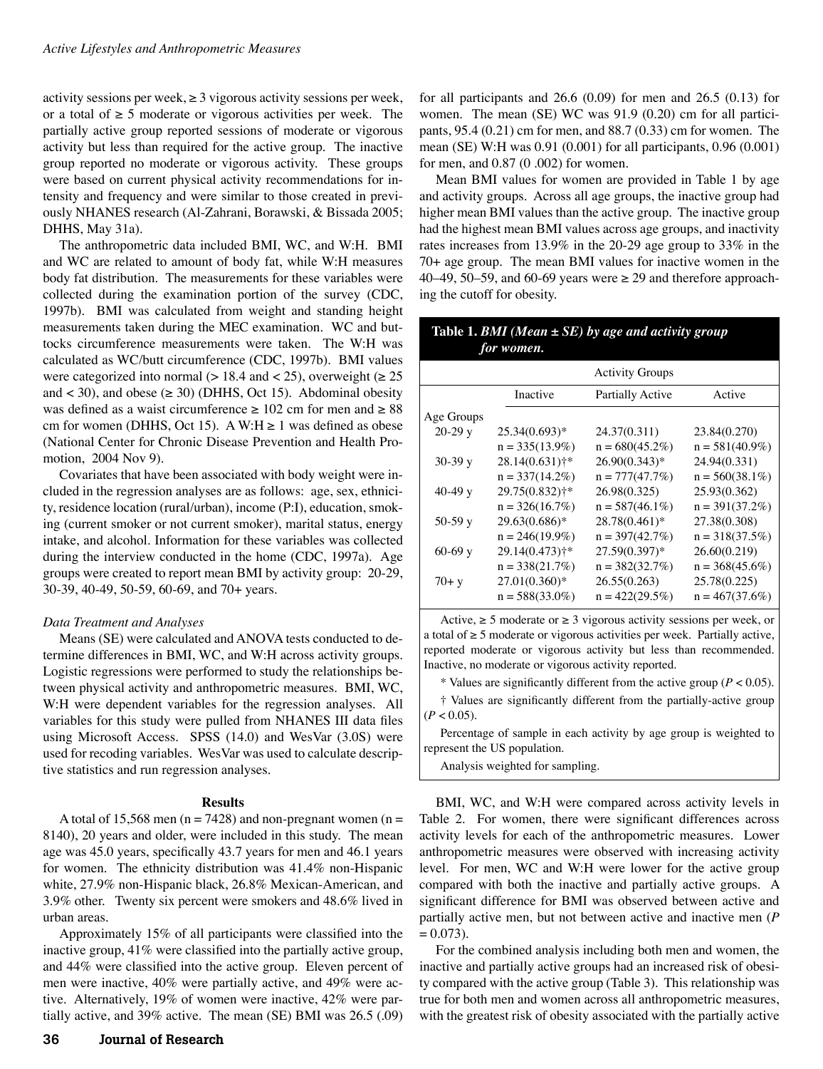activity sessions per week, ≥ 3 vigorous activity sessions per week, or a total of ≥ 5 moderate or vigorous activities per week. The partially active group reported sessions of moderate or vigorous activity but less than required for the active group. The inactive group reported no moderate or vigorous activity. These groups were based on current physical activity recommendations for intensity and frequency and were similar to those created in previously NHANES research (Al-Zahrani, Borawski, & Bissada 2005; DHHS, May 31a).

The anthropometric data included BMI, WC, and W:H. BMI and WC are related to amount of body fat, while W:H measures body fat distribution. The measurements for these variables were collected during the examination portion of the survey (CDC, 1997b). BMI was calculated from weight and standing height measurements taken during the MEC examination. WC and buttocks circumference measurements were taken. The W:H was calculated as WC/butt circumference (CDC, 1997b). BMI values were categorized into normal (> 18.4 and < 25), overweight (≥ 25 and < 30), and obese (≥ 30) (DHHS, Oct 15). Abdominal obesity was defined as a waist circumference ≥ 102 cm for men and ≥ 88 cm for women (DHHS, Oct 15). A W:H ≥ 1 was defined as obese (National Center for Chronic Disease Prevention and Health Promotion, 2004 Nov 9).

Covariates that have been associated with body weight were included in the regression analyses are as follows: age, sex, ethnicity, residence location (rural/urban), income (P:I), education, smoking (current smoker or not current smoker), marital status, energy intake, and alcohol. Information for these variables was collected during the interview conducted in the home (CDC, 1997a). Age groups were created to report mean BMI by activity group: 20-29, 30-39, 40-49, 50-59, 60-69, and 70+ years.

*Data Treatment and Analyses*

Means (SE) were calculated and ANOVA tests conducted to determine differences in BMI, WC, and W:H across activity groups. Logistic regressions were performed to study the relationships between physical activity and anthropometric measures. BMI, WC, W:H were dependent variables for the regression analyses. All variables for this study were pulled from NHANES III data files using Microsoft Access. SPSS (14.0) and WesVar (3.0S) were used for recoding variables. WesVar was used to calculate descriptive statistics and run regression analyses.

## Results

A total of 15,568 men (n = 7428) and non-pregnant women (n = 8140), 20 years and older, were included in this study. The mean age was 45.0 years, specifically 43.7 years for men and 46.1 years for women. The ethnicity distribution was 41.4% non-Hispanic white, 27.9% non-Hispanic black, 26.8% Mexican-American, and 3.9% other. Twenty six percent were smokers and 48.6% lived in urban areas.

Approximately 15% of all participants were classified into the inactive group, 41% were classified into the partially active group, and 44% were classified into the active group. Eleven percent of men were inactive, 40% were partially active, and 49% were active. Alternatively, 19% of women were inactive, 42% were partially active, and 39% active. The mean (SE) BMI was 26.5 (.09) for all participants and 26.6 (0.09) for men and 26.5 (0.13) for women. The mean (SE) WC was 91.9 (0.20) cm for all participants, 95.4 (0.21) cm for men, and 88.7 (0.33) cm for women. The mean (SE) W:H was 0.91 (0.001) for all participants, 0.96 (0.001) for men, and 0.87 (0 .002) for women.

Mean BMI values for women are provided in Table 1 by age and activity groups. Across all age groups, the inactive group had higher mean BMI values than the active group. The inactive group had the highest mean BMI values across age groups, and inactivity rates increases from 13.9% in the 20-29 age group to 33% in the 70+ age group. The mean BMI values for inactive women in the 40–49, 50–59, and 60-69 years were ≥ 29 and therefore approaching the cutoff for obesity.

**Table 1.** ***BMI (Mean ± SE) by age and activity group for women.***

| | Activity Groups | | |
|---|---|---|---|
| Age Groups | Inactive | Partially Active | Active |
| 20-29 y | 25.34(0.693)* | 24.37(0.311) | 23.84(0.270) |
| | n = 335(13.9%) | n = 680(45.2%) | n = 581(40.9%) |
| 30-39 y | 28.14(0.631)†* | 26.90(0.343)* | 24.94(0.331) |
| | n = 337(14.2%) | n = 777(47.7%) | n = 560(38.1%) |
| 40-49 y | 29.75(0.832)†* | 26.98(0.325) | 25.93(0.362) |
| | n = 326(16.7%) | n = 587(46.1%) | n = 391(37.2%) |
| 50-59 y | 29.63(0.686)* | 28.78(0.461)* | 27.38(0.308) |
| | n = 246(19.9%) | n = 397(42.7%) | n = 318(37.5%) |
| 60-69 y | 29.14(0.473)†* | 27.59(0.397)* | 26.60(0.219) |
| | n = 338(21.7%) | n = 382(32.7%) | n = 368(45.6%) |
| 70+ y | 27.01(0.360)* | 26.55(0.263) | 25.78(0.225) |
| | n = 588(33.0%) | n = 422(29.5%) | n = 467(37.6%) |

Active, ≥ 5 moderate or ≥ 3 vigorous activity sessions per week, or a total of ≥ 5 moderate or vigorous activities per week. Partially active, reported moderate or vigorous activity but less than recommended. Inactive, no moderate or vigorous activity reported.

\* Values are significantly different from the active group ($P < 0.05$).

† Values are significantly different from the partially-active group ($P < 0.05$).

Percentage of sample in each activity by age group is weighted to represent the US population.

Analysis weighted for sampling.

BMI, WC, and W:H were compared across activity levels in Table 2. For women, there were significant differences across activity levels for each of the anthropometric measures. Lower anthropometric measures were observed with increasing activity level. For men, WC and W:H were lower for the active group compared with both the inactive and partially active groups. A significant difference for BMI was observed between active and partially active men, but not between active and inactive men ($P = 0.073$).

For the combined analysis including both men and women, the inactive and partially active groups had an increased risk of obesity compared with the active group (Table 3). This relationship was true for both men and women across all anthropometric measures, with the greatest risk of obesity associated with the partially active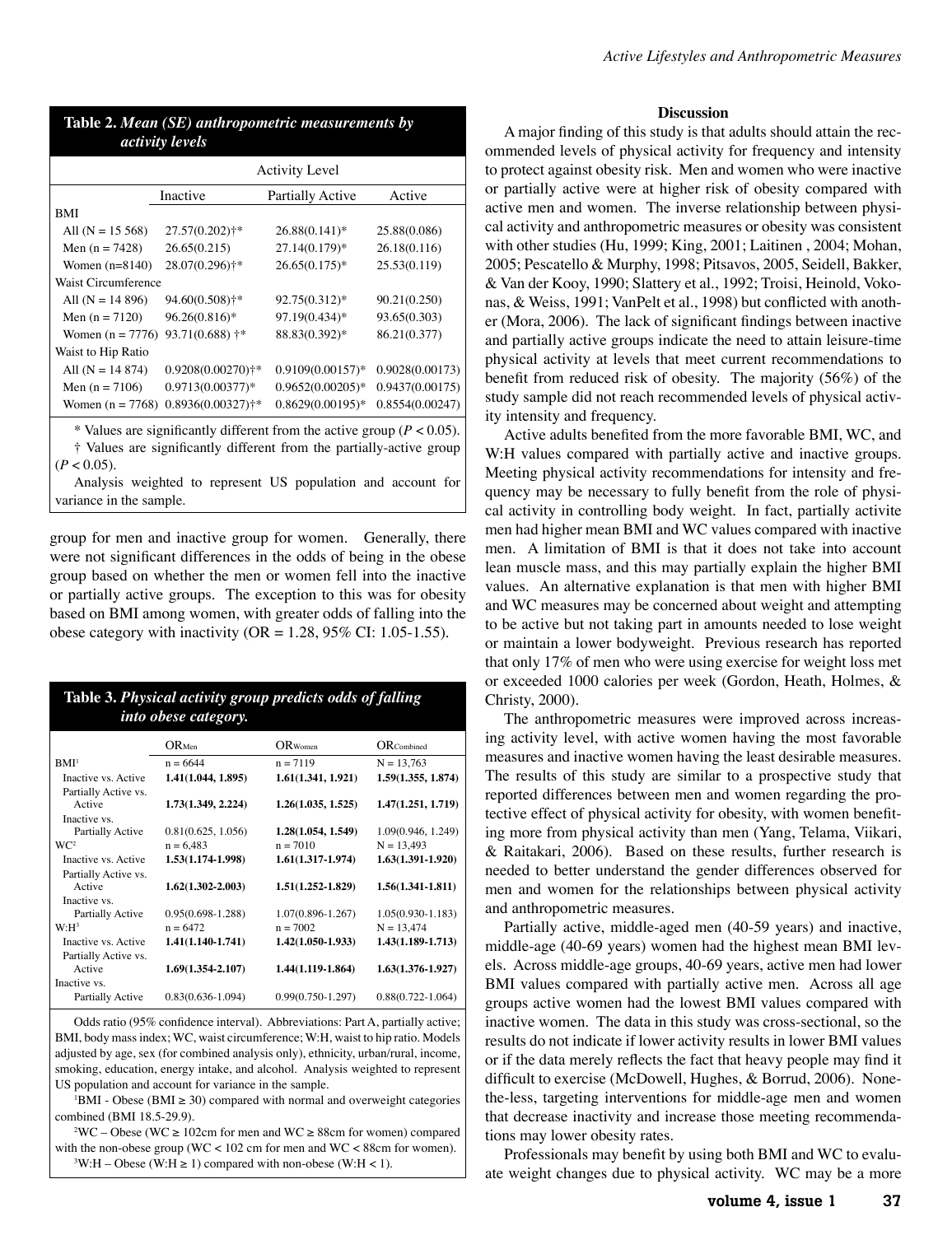**Table 2.** *Mean (SE) anthropometric measurements by activity levels*

| | Activity Level | | |
|---|---|---|---|
| | Inactive | Partially Active | Active |
| BMI | | | |
| All (N = 15 568) | 27.57(0.202)†* | 26.88(0.141)* | 25.88(0.086) |
| Men (n = 7428) | 26.65(0.215) | 27.14(0.179)* | 26.18(0.116) |
| Women (n=8140) | 28.07(0.296)†* | 26.65(0.175)* | 25.53(0.119) |
| Waist Circumference | | | |
| All (N = 14 896) | 94.60(0.508)†* | 92.75(0.312)* | 90.21(0.250) |
| Men (n = 7120) | 96.26(0.816)* | 97.19(0.434)* | 93.65(0.303) |
| Women (n = 7776) | 93.71(0.688) †* | 88.83(0.392)* | 86.21(0.377) |
| Waist to Hip Ratio | | | |
| All (N = 14 874) | 0.9208(0.00270)†* | 0.9109(0.00157)* | 0.9028(0.00173) |
| Men (n = 7106) | 0.9713(0.00377)* | 0.9652(0.00205)* | 0.9437(0.00175) |
| Women (n = 7768) | 0.8936(0.00327)†* | 0.8629(0.00195)* | 0.8554(0.00247) |

\* Values are significantly different from the active group ($P < 0.05$).

† Values are significantly different from the partially-active group ($P < 0.05$).

Analysis weighted to represent US population and account for variance in the sample.

group for men and inactive group for women. Generally, there were not significant differences in the odds of being in the obese group based on whether the men or women fell into the inactive or partially active groups. The exception to this was for obesity based on BMI among women, with greater odds of falling into the obese category with inactivity (OR = 1.28, 95% CI: 1.05-1.55).

**Table 3.** *Physical activity group predicts odds of falling into obese category.*

| | $OR_{Men}$ | $OR_{Women}$ | $OR_{Combined}$ |
|---|---|---|---|
| BMI[1] | n = 6644 | n = 7119 | N = 13,763 |
| Inactive vs. Active | **1.41(1.044, 1.895)** | **1.61(1.341, 1.921)** | **1.59(1.355, 1.874)** |
| Partially Active vs. Active | **1.73(1.349, 2.224)** | **1.26(1.035, 1.525)** | **1.47(1.251, 1.719)** |
| Inactive vs. Partially Active | 0.81(0.625, 1.056) | **1.28(1.054, 1.549)** | 1.09(0.946, 1.249) |
| WC[2] | n = 6,483 | n = 7010 | N = 13,493 |
| Inactive vs. Active | **1.53(1.174-1.998)** | **1.61(1.317-1.974)** | **1.63(1.391-1.920)** |
| Partially Active vs. Active | **1.62(1.302-2.003)** | **1.51(1.252-1.829)** | **1.56(1.341-1.811)** |
| Inactive vs. Partially Active | 0.95(0.698-1.288) | 1.07(0.896-1.267) | 1.05(0.930-1.183) |
| W:H[3] | n = 6472 | n = 7002 | N = 13,474 |
| Inactive vs. Active | **1.41(1.140-1.741)** | **1.42(1.050-1.933)** | **1.43(1.189-1.713)** |
| Partially Active vs. Active | **1.69(1.354-2.107)** | **1.44(1.119-1.864)** | **1.63(1.376-1.927)** |
| Inactive vs. Partially Active | 0.83(0.636-1.094) | 0.99(0.750-1.297) | 0.88(0.722-1.064) |

Odds ratio (95% confidence interval). Abbreviations: Part A, partially active; BMI, body mass index; WC, waist circumference; W:H, waist to hip ratio. Models adjusted by age, sex (for combined analysis only), ethnicity, urban/rural, income, smoking, education, energy intake, and alcohol. Analysis weighted to represent US population and account for variance in the sample.

[1]BMI - Obese (BMI ≥ 30) compared with normal and overweight categories combined (BMI 18.5-29.9).

[2]WC – Obese (WC ≥ 102cm for men and WC ≥ 88cm for women) compared with the non-obese group (WC < 102 cm for men and WC < 88cm for women).

[3]W:H – Obese (W:H ≥ 1) compared with non-obese (W:H < 1).

## Discussion

A major finding of this study is that adults should attain the recommended levels of physical activity for frequency and intensity to protect against obesity risk. Men and women who were inactive or partially active were at higher risk of obesity compared with active men and women. The inverse relationship between physical activity and anthropometric measures or obesity was consistent with other studies (Hu, 1999; King, 2001; Laitinen , 2004; Mohan, 2005; Pescatello & Murphy, 1998; Pitsavos, 2005, Seidell, Bakker, & Van der Kooy, 1990; Slattery et al., 1992; Troisi, Heinold, Vokonas, & Weiss, 1991; VanPelt et al., 1998) but conflicted with another (Mora, 2006). The lack of significant findings between inactive and partially active groups indicate the need to attain leisure-time physical activity at levels that meet current recommendations to benefit from reduced risk of obesity. The majority (56%) of the study sample did not reach recommended levels of physical activity intensity and frequency.

Active adults benefited from the more favorable BMI, WC, and W:H values compared with partially active and inactive groups. Meeting physical activity recommendations for intensity and frequency may be necessary to fully benefit from the role of physical activity in controlling body weight. In fact, partially activite men had higher mean BMI and WC values compared with inactive men. A limitation of BMI is that it does not take into account lean muscle mass, and this may partially explain the higher BMI values. An alternative explanation is that men with higher BMI and WC measures may be concerned about weight and attempting to be active but not taking part in amounts needed to lose weight or maintain a lower bodyweight. Previous research has reported that only 17% of men who were using exercise for weight loss met or exceeded 1000 calories per week (Gordon, Heath, Holmes, & Christy, 2000).

The anthropometric measures were improved across increasing activity level, with active women having the most favorable measures and inactive women having the least desirable measures. The results of this study are similar to a prospective study that reported differences between men and women regarding the protective effect of physical activity for obesity, with women benefiting more from physical activity than men (Yang, Telama, Viikari, & Raitakari, 2006). Based on these results, further research is needed to better understand the gender differences observed for men and women for the relationships between physical activity and anthropometric measures.

Partially active, middle-aged men (40-59 years) and inactive, middle-age (40-69 years) women had the highest mean BMI levels. Across middle-age groups, 40-69 years, active men had lower BMI values compared with partially active men. Across all age groups active women had the lowest BMI values compared with inactive women. The data in this study was cross-sectional, so the results do not indicate if lower activity results in lower BMI values or if the data merely reflects the fact that heavy people may find it difficult to exercise (McDowell, Hughes, & Borrud, 2006). None-the-less, targeting interventions for middle-age men and women that decrease inactivity and increase those meeting recommendations may lower obesity rates.

Professionals may benefit by using both BMI and WC to evaluate weight changes due to physical activity. WC may be a more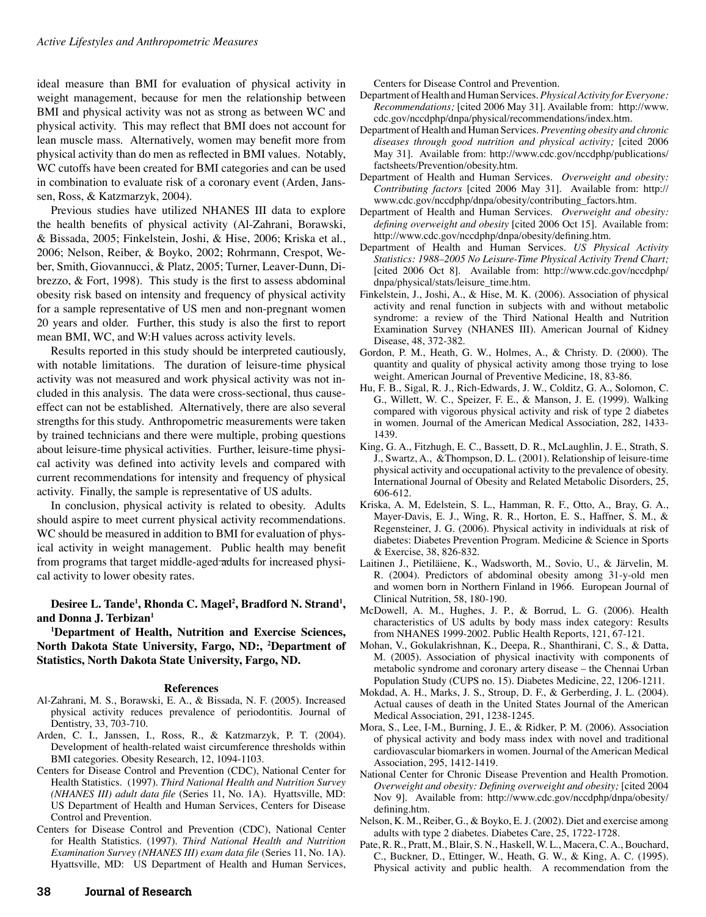ideal measure than BMI for evaluation of physical activity in weight management, because for men the relationship between BMI and physical activity was not as strong as between WC and physical activity. This may reflect that BMI does not account for lean muscle mass. Alternatively, women may benefit more from physical activity than do men as reflected in BMI values. Notably, WC cutoffs have been created for BMI categories and can be used in combination to evaluate risk of a coronary event (Arden, Janssen, Ross, & Katzmarzyk, 2004).

Previous studies have utilized NHANES III data to explore the health benefits of physical activity (Al-Zahrani, Borawski, & Bissada, 2005; Finkelstein, Joshi, & Hise, 2006; Kriska et al., 2006; Nelson, Reiber, & Boyko, 2002; Rohrmann, Crespot, Weber, Smith, Giovannucci, & Platz, 2005; Turner, Leaver-Dunn, Dibrezzo, & Fort, 1998). This study is the first to assess abdominal obesity risk based on intensity and frequency of physical activity for a sample representative of US men and non-pregnant women 20 years and older. Further, this study is also the first to report mean BMI, WC, and W:H values across activity levels.

Results reported in this study should be interpreted cautiously, with notable limitations. The duration of leisure-time physical activity was not measured and work physical activity was not included in this analysis. The data were cross-sectional, thus cause-effect can not be established. Alternatively, there are also several strengths for this study. Anthropometric measurements were taken by trained technicians and there were multiple, probing questions about leisure-time physical activities. Further, leisure-time physical activity was defined into activity levels and compared with current recommendations for intensity and frequency of physical activity. Finally, the sample is representative of US adults.

In conclusion, physical activity is related to obesity. Adults should aspire to meet current physical activity recommendations. WC should be measured in addition to BMI for evaluation of physical activity in weight management. Public health may benefit from programs that target middle-aged adults for increased physical activity to lower obesity rates.

**Desiree L. Tande[1], Rhonda C. Magel[2], Bradford N. Strand[1], and Donna J. Terbizan[1]**

**[1]Department of Health, Nutrition and Exercise Sciences, North Dakota State University, Fargo, ND:, [2]Department of Statistics, North Dakota State University, Fargo, ND.**

## References

Al-Zahrani, M. S., Borawski, E. A., & Bissada, N. F. (2005). Increased physical activity reduces prevalence of periodontitis. Journal of Dentistry, 33, 703-710.

Arden, C. I., Janssen, I., Ross, R., & Katzmarzyk, P. T. (2004). Development of health-related waist circumference thresholds within BMI categories. Obesity Research, 12, 1094-1103.

Centers for Disease Control and Prevention (CDC), National Center for Health Statistics. (1997). *Third National Health and Nutrition Survey (NHANES III) adult data file* (Series 11, No. 1A). Hyattsville, MD: US Department of Health and Human Services, Centers for Disease Control and Prevention.

Centers for Disease Control and Prevention (CDC), National Center for Health Statistics. (1997). *Third National Health and Nutrition Examination Survey (NHANES III) exam data file* (Series 11, No. 1A). Hyattsville, MD: US Department of Health and Human Services, Centers for Disease Control and Prevention.

Department of Health and Human Services. *Physical Activity for Everyone: Recommendations;* [cited 2006 May 31]. Available from: http://www.cdc.gov/nccdphp/dnpa/physical/recommendations/index.htm.

Department of Health and Human Services. *Preventing obesity and chronic diseases through good nutrition and physical activity;* [cited 2006 May 31]. Available from: http://www.cdc.gov/nccdphp/publications/factsheets/Prevention/obesity.htm.

Department of Health and Human Services. *Overweight and obesity: Contributing factors* [cited 2006 May 31]. Available from: http://www.cdc.gov/nccdphp/dnpa/obesity/contributing_factors.htm.

Department of Health and Human Services. *Overweight and obesity: defining overweight and obesity* [cited 2006 Oct 15]. Available from: http://www.cdc.gov/nccdphp/dnpa/obesity/defining.htm.

Department of Health and Human Services. *US Physical Activity Statistics: 1988–2005 No Leisure-Time Physical Activity Trend Chart;* [cited 2006 Oct 8]. Available from: http://www.cdc.gov/nccdphp/dnpa/physical/stats/leisure_time.htm.

Finkelstein, J., Joshi, A., & Hise, M. K. (2006). Association of physical activity and renal function in subjects with and without metabolic syndrome: a review of the Third National Health and Nutrition Examination Survey (NHANES III). American Journal of Kidney Disease, 48, 372-382.

Gordon, P. M., Heath, G. W., Holmes, A., & Christy. D. (2000). The quantity and quality of physical activity among those trying to lose weight. American Journal of Preventive Medicine, 18, 83-86.

Hu, F. B., Sigal, R. J., Rich-Edwards, J. W., Colditz, G. A., Solomon, C. G., Willett, W. C., Speizer, F. E., & Manson, J. E. (1999). Walking compared with vigorous physical activity and risk of type 2 diabetes in women. Journal of the American Medical Association, 282, 1433-1439.

King, G. A., Fitzhugh, E. C., Bassett, D. R., McLaughlin, J. E., Strath, S. J., Swartz, A., &Thompson, D. L. (2001). Relationship of leisure-time physical activity and occupational activity to the prevalence of obesity. International Journal of Obesity and Related Metabolic Disorders, 25, 606-612.

Kriska, A. M, Edelstein, S. L., Hamman, R. F., Otto, A., Bray, G. A., Mayer-Davis, E. J., Wing, R. R., Horton, E. S., Haffner, S. M., & Regensteiner, J. G. (2006). Physical activity in individuals at risk of diabetes: Diabetes Prevention Program. Medicine & Science in Sports & Exercise, 38, 826-832.

Laitinen J., Pietiläiene, K., Wadsworth, M., Sovio, U., & Järvelin, M. R. (2004). Predictors of abdominal obesity among 31-y-old men and women born in Northern Finland in 1966. European Journal of Clinical Nutrition, 58, 180-190.

McDowell, A. M., Hughes, J. P., & Borrud, L. G. (2006). Health characteristics of US adults by body mass index category: Results from NHANES 1999-2002. Public Health Reports, 121, 67-121.

Mohan, V., Gokulakrishnan, K., Deepa, R., Shanthirani, C. S., & Datta, M. (2005). Association of physical inactivity with components of metabolic syndrome and coronary artery disease – the Chennai Urban Population Study (CUPS no. 15). Diabetes Medicine, 22, 1206-1211.

Mokdad, A. H., Marks, J. S., Stroup, D. F., & Gerberding, J. L. (2004). Actual causes of death in the United States Journal of the American Medical Association, 291, 1238-1245.

Mora, S., Lee, I-M., Burning, J. E., & Ridker, P. M. (2006). Association of physical activity and body mass index with novel and traditional cardiovascular biomarkers in women. Journal of the American Medical Association, 295, 1412-1419.

National Center for Chronic Disease Prevention and Health Promotion. *Overweight and obesity: Defining overweight and obesity;* [cited 2004 Nov 9]. Available from: http://www.cdc.gov/nccdphp/dnpa/obesity/defining.htm.

Nelson, K. M., Reiber, G., & Boyko, E. J. (2002). Diet and exercise among adults with type 2 diabetes. Diabetes Care, 25, 1722-1728.

Pate, R. R., Pratt, M., Blair, S. N., Haskell, W. L., Macera, C. A., Bouchard, C., Buckner, D., Ettinger, W., Heath, G. W., & King, A. C. (1995). Physical activity and public health. A recommendation from the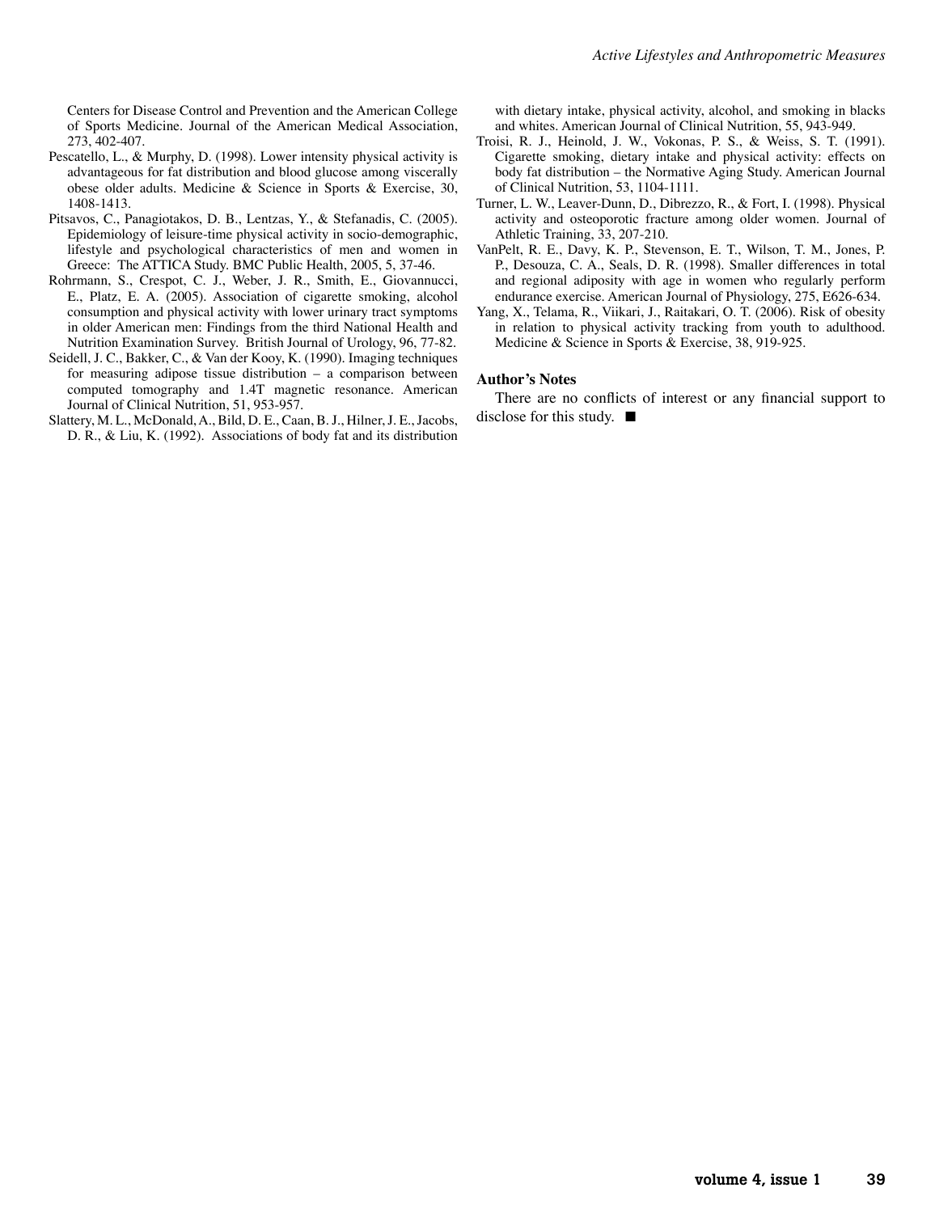Centers for Disease Control and Prevention and the American College of Sports Medicine. Journal of the American Medical Association, 273, 402-407.

Pescatello, L., & Murphy, D. (1998). Lower intensity physical activity is advantageous for fat distribution and blood glucose among viscerally obese older adults. Medicine & Science in Sports & Exercise, 30, 1408-1413.

Pitsavos, C., Panagiotakos, D. B., Lentzas, Y., & Stefanadis, C. (2005). Epidemiology of leisure-time physical activity in socio-demographic, lifestyle and psychological characteristics of men and women in Greece: The ATTICA Study. BMC Public Health, 2005, 5, 37-46.

Rohrmann, S., Crespot, C. J., Weber, J. R., Smith, E., Giovannucci, E., Platz, E. A. (2005). Association of cigarette smoking, alcohol consumption and physical activity with lower urinary tract symptoms in older American men: Findings from the third National Health and Nutrition Examination Survey. British Journal of Urology, 96, 77-82.

Seidell, J. C., Bakker, C., & Van der Kooy, K. (1990). Imaging techniques for measuring adipose tissue distribution – a comparison between computed tomography and 1.4T magnetic resonance. American Journal of Clinical Nutrition, 51, 953-957.

Slattery, M. L., McDonald, A., Bild, D. E., Caan, B. J., Hilner, J. E., Jacobs, D. R., & Liu, K. (1992). Associations of body fat and its distribution with dietary intake, physical activity, alcohol, and smoking in blacks and whites. American Journal of Clinical Nutrition, 55, 943-949.

Troisi, R. J., Heinold, J. W., Vokonas, P. S., & Weiss, S. T. (1991). Cigarette smoking, dietary intake and physical activity: effects on body fat distribution – the Normative Aging Study. American Journal of Clinical Nutrition, 53, 1104-1111.

Turner, L. W., Leaver-Dunn, D., Dibrezzo, R., & Fort, I. (1998). Physical activity and osteoporotic fracture among older women. Journal of Athletic Training, 33, 207-210.

VanPelt, R. E., Davy, K. P., Stevenson, E. T., Wilson, T. M., Jones, P. P., Desouza, C. A., Seals, D. R. (1998). Smaller differences in total and regional adiposity with age in women who regularly perform endurance exercise. American Journal of Physiology, 275, E626-634.

Yang, X., Telama, R., Viikari, J., Raitakari, O. T. (2006). Risk of obesity in relation to physical activity tracking from youth to adulthood. Medicine & Science in Sports & Exercise, 38, 919-925.

### Author's Notes

There are no conflicts of interest or any financial support to disclose for this study. ■